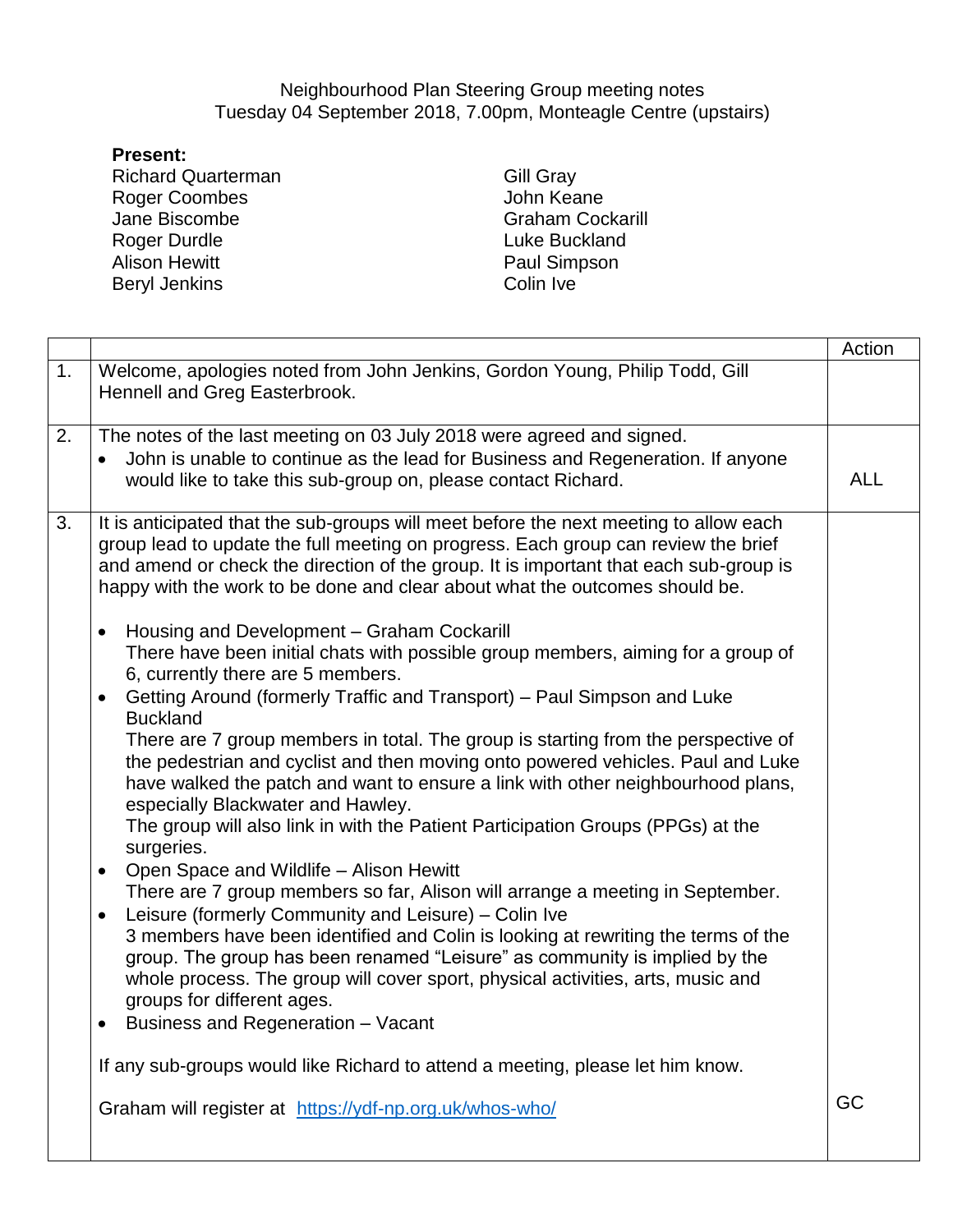Neighbourhood Plan Steering Group meeting notes
Tuesday 04 September 2018, 7.00pm, Monteagle Centre (upstairs)

**Present:**

Richard Quarterman
Roger Coombes
Jane Biscombe
Roger Durdle
Alison Hewitt
Beryl Jenkins
Gill Gray
John Keane
Graham Cockarill
Luke Buckland
Paul Simpson
Colin Ive

| | | Action |
|---|---|---|
| 1. | Welcome, apologies noted from John Jenkins, Gordon Young, Philip Todd, Gill Hennell and Greg Easterbrook. | |
| 2. | The notes of the last meeting on 03 July 2018 were agreed and signed.<br>• John is unable to continue as the lead for Business and Regeneration. If anyone would like to take this sub-group on, please contact Richard. | ALL |
| 3. | It is anticipated that the sub-groups will meet before the next meeting to allow each group lead to update the full meeting on progress. Each group can review the brief and amend or check the direction of the group. It is important that each sub-group is happy with the work to be done and clear about what the outcomes should be.<br><br>• Housing and Development – Graham Cockarill<br>There have been initial chats with possible group members, aiming for a group of 6, currently there are 5 members.<br>• Getting Around (formerly Traffic and Transport) – Paul Simpson and Luke Buckland<br>There are 7 group members in total. The group is starting from the perspective of the pedestrian and cyclist and then moving onto powered vehicles. Paul and Luke have walked the patch and want to ensure a link with other neighbourhood plans, especially Blackwater and Hawley.<br>The group will also link in with the Patient Participation Groups (PPGs) at the surgeries.<br>• Open Space and Wildlife – Alison Hewitt<br>There are 7 group members so far, Alison will arrange a meeting in September.<br>• Leisure (formerly Community and Leisure) – Colin Ive<br>3 members have been identified and Colin is looking at rewriting the terms of the group. The group has been renamed "Leisure" as community is implied by the whole process. The group will cover sport, physical activities, arts, music and groups for different ages.<br>• Business and Regeneration – Vacant<br><br>If any sub-groups would like Richard to attend a meeting, please let him know.<br><br>Graham will register at https://ydf-np.org.uk/whos-who/ | GC |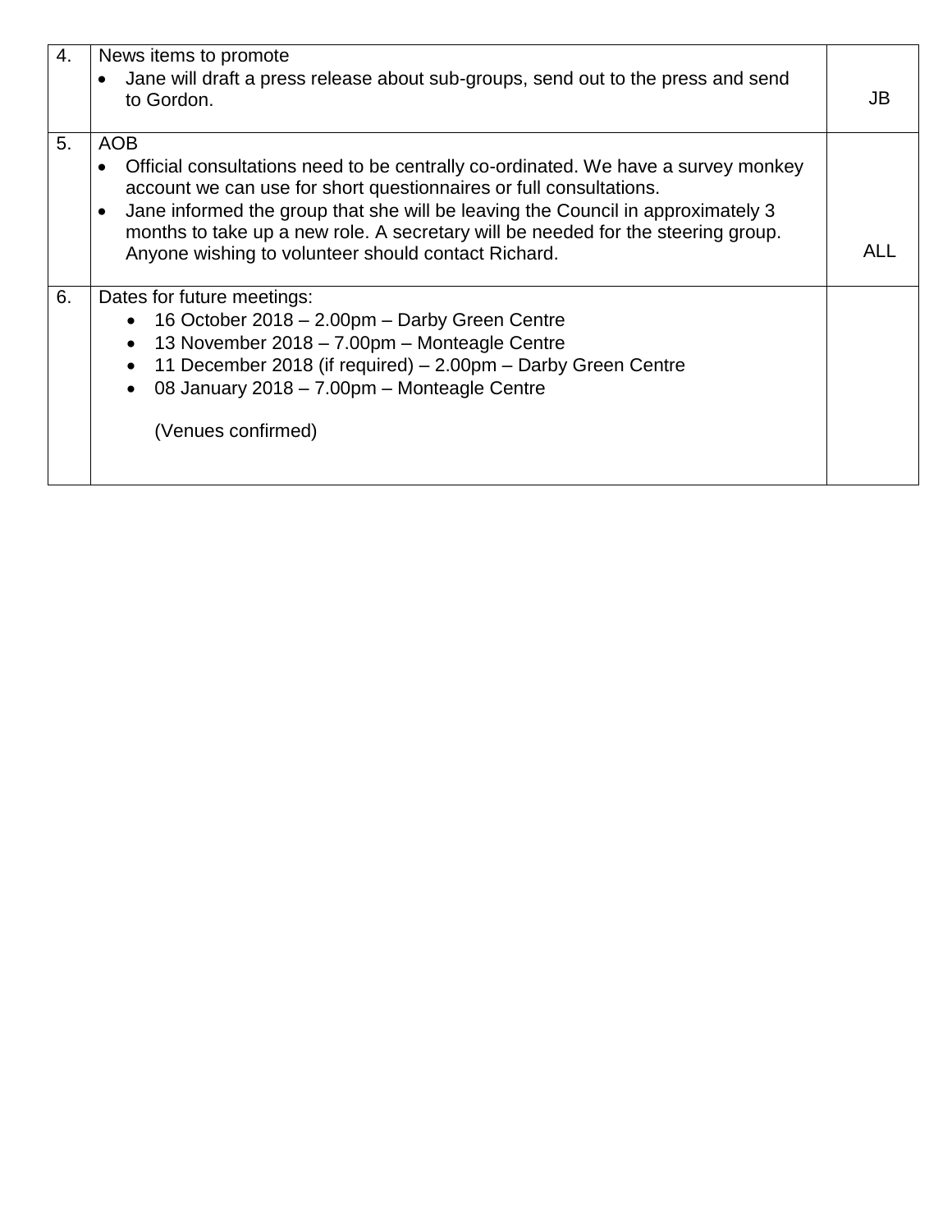| | | |
|---|---|---|
| 4. | News items to promote<br>• Jane will draft a press release about sub-groups, send out to the press and send to Gordon. | JB |
| 5. | AOB<br>• Official consultations need to be centrally co-ordinated. We have a survey monkey account we can use for short questionnaires or full consultations.<br>• Jane informed the group that she will be leaving the Council in approximately 3 months to take up a new role. A secretary will be needed for the steering group. Anyone wishing to volunteer should contact Richard. | ALL |
| 6. | Dates for future meetings:<br>• 16 October 2018 – 2.00pm – Darby Green Centre<br>• 13 November 2018 – 7.00pm – Monteagle Centre<br>• 11 December 2018 (if required) – 2.00pm – Darby Green Centre<br>• 08 January 2018 – 7.00pm – Monteagle Centre<br><br>(Venues confirmed) | |